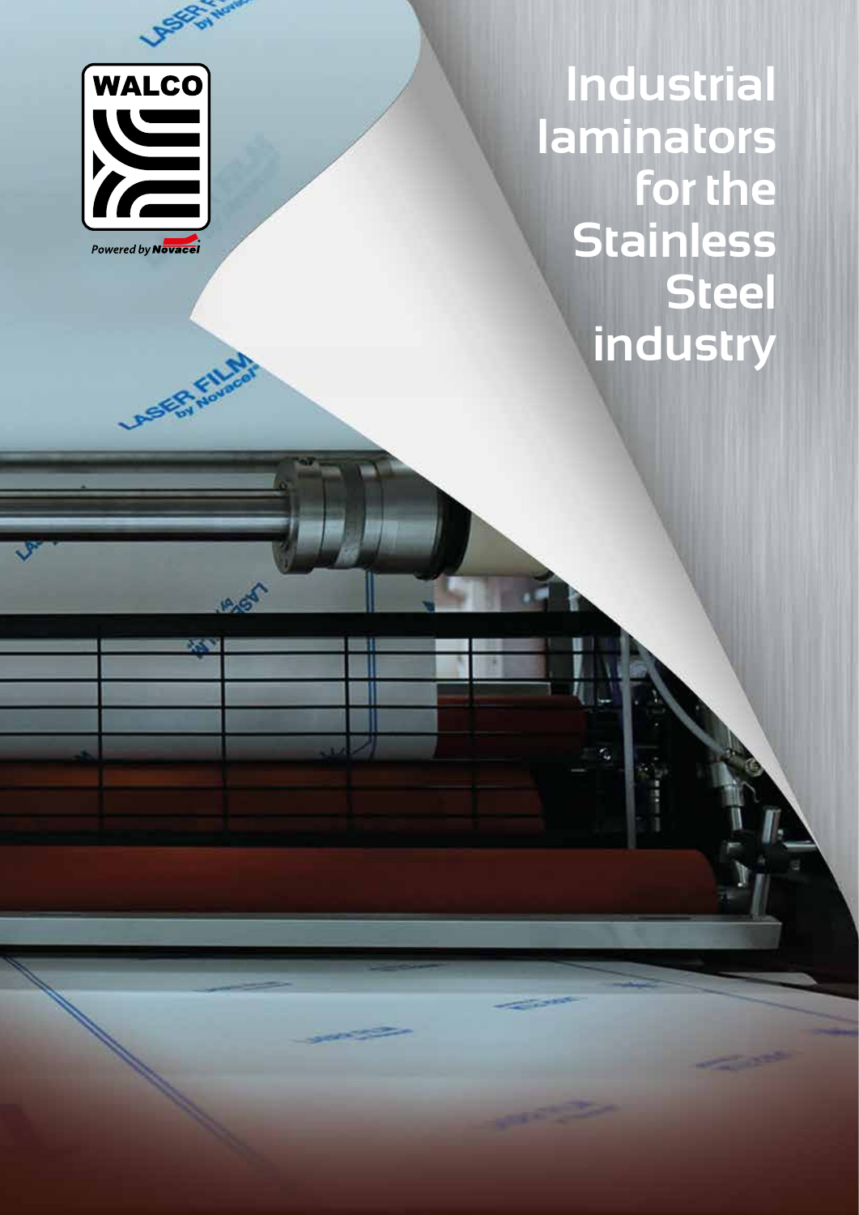WALCO

Powered by Novacel

# Industrial laminators for the Stainless Steel industry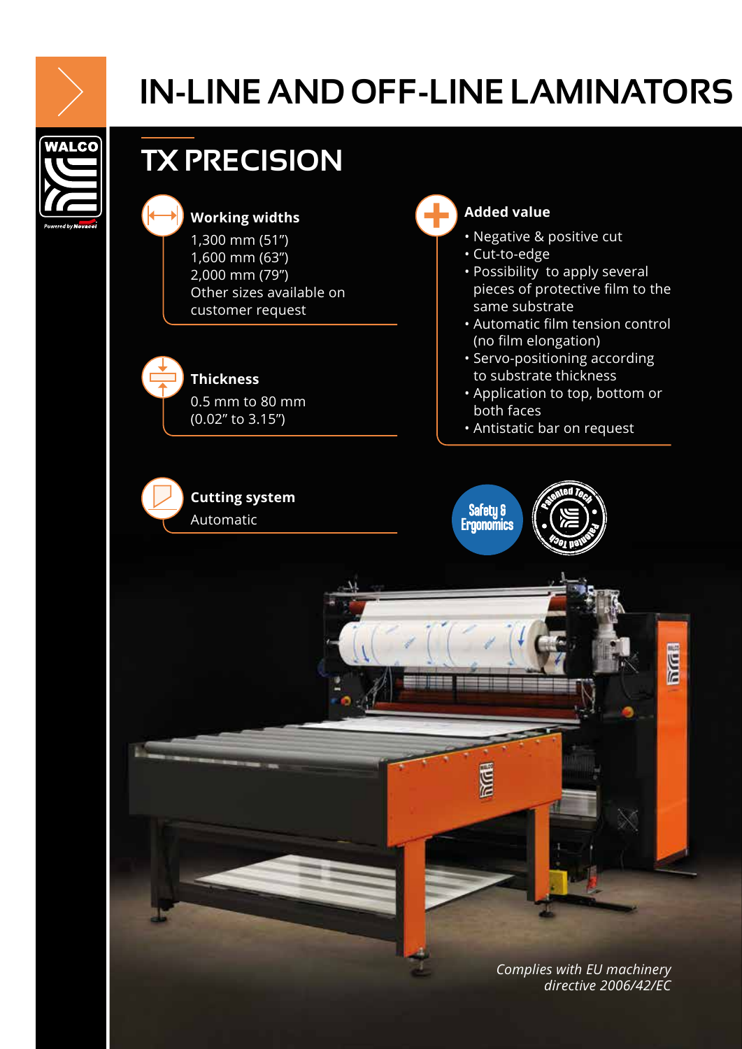# IN-LINE AND OFF-LINE LAMINATORS

## TX PRECISION

**Working widths**

1,300 mm (51")
1,600 mm (63")
2,000 mm (79")
Other sizes available on customer request

**Thickness**

0.5 mm to 80 mm
(0.02" to 3.15")

**Cutting system**

Automatic

**Added value**

- Negative & positive cut
- Cut-to-edge
- Possibility to apply several pieces of protective film to the same substrate
- Automatic film tension control (no film elongation)
- Servo-positioning according to substrate thickness
- Application to top, bottom or both faces
- Antistatic bar on request

Safety & Ergonomics

Patented Tech

*Complies with EU machinery directive 2006/42/EC*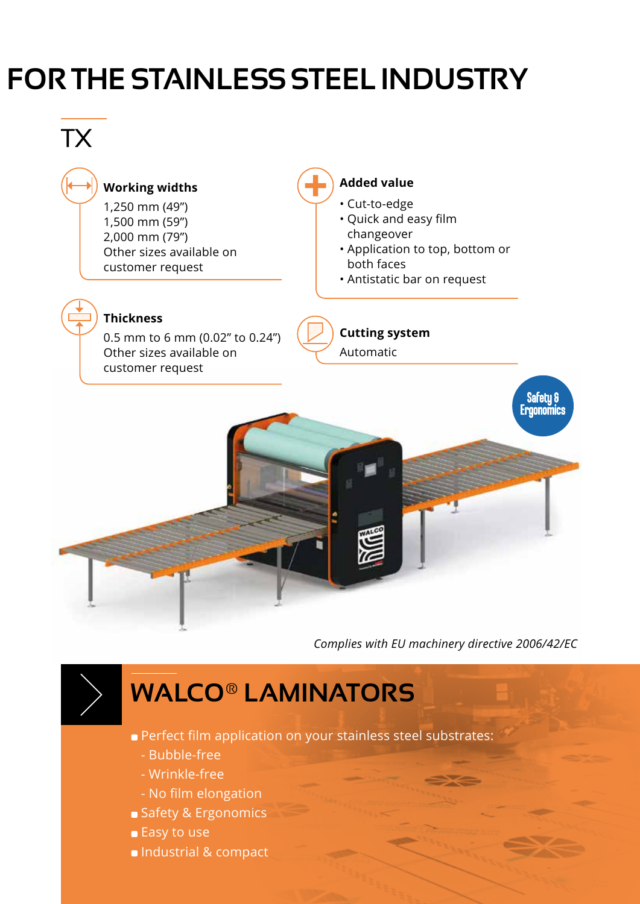# FOR THE STAINLESS STEEL INDUSTRY

## TX

### Working widths

1,250 mm (49”)
1,500 mm (59”)
2,000 mm (79”)
Other sizes available on customer request

### Added value

- Cut-to-edge
- Quick and easy film changeover
- Application to top, bottom or both faces
- Antistatic bar on request

### Thickness

0.5 mm to 6 mm (0.02” to 0.24”)
Other sizes available on customer request

### Cutting system

Automatic

Safety & Ergonomics

*Complies with EU machinery directive 2006/42/EC*

## WALCO® LAMINATORS

- Perfect film application on your stainless steel substrates:
  - Bubble-free
  - Wrinkle-free
  - No film elongation
- Safety & Ergonomics
- Easy to use
- Industrial & compact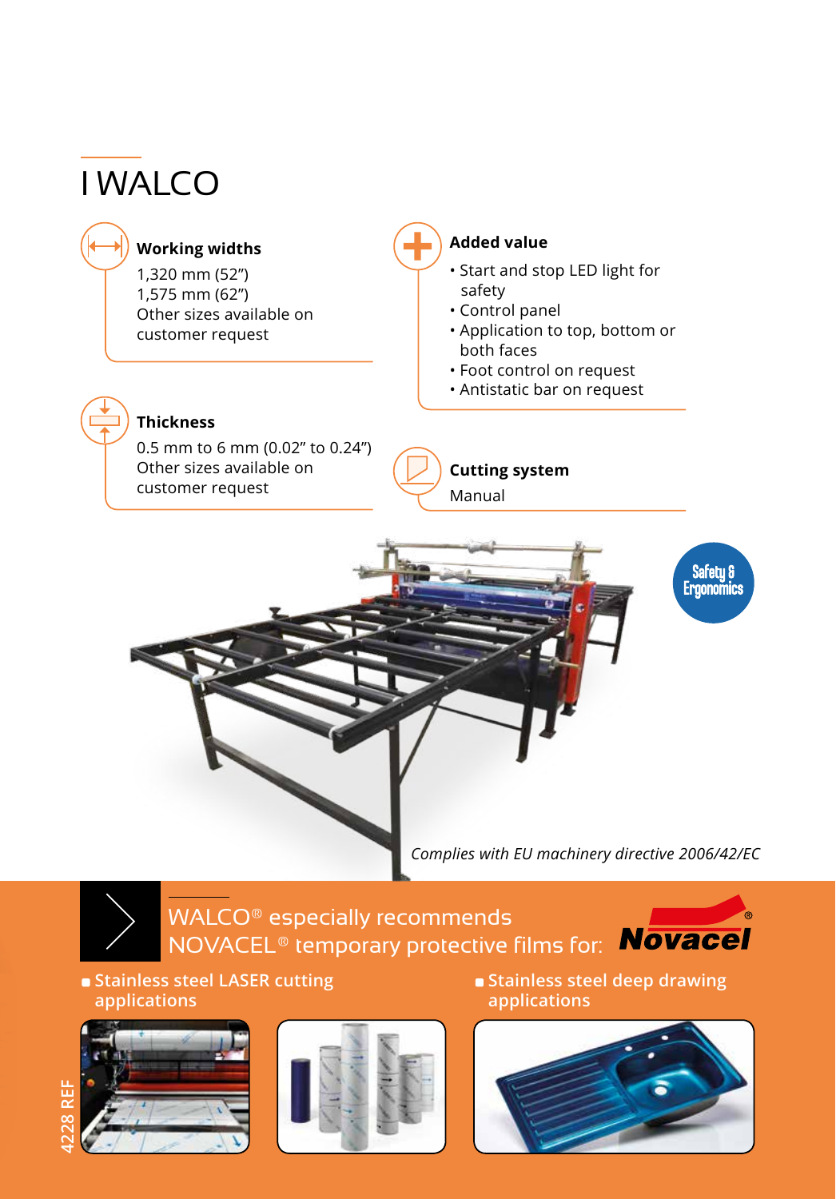# I WALCO

### Working widths

1,320 mm (52")
1,575 mm (62")
Other sizes available on customer request

### Added value

- Start and stop LED light for safety
- Control panel
- Application to top, bottom or both faces
- Foot control on request
- Antistatic bar on request

### Thickness

0.5 mm to 6 mm (0.02" to 0.24")
Other sizes available on customer request

### Cutting system

Manual

Safety & Ergonomics

*Complies with EU machinery directive 2006/42/EC*

## WALCO® especially recommends NOVACEL® temporary protective films for:

Novacel®

- Stainless steel LASER cutting applications
- Stainless steel deep drawing applications

4228 REF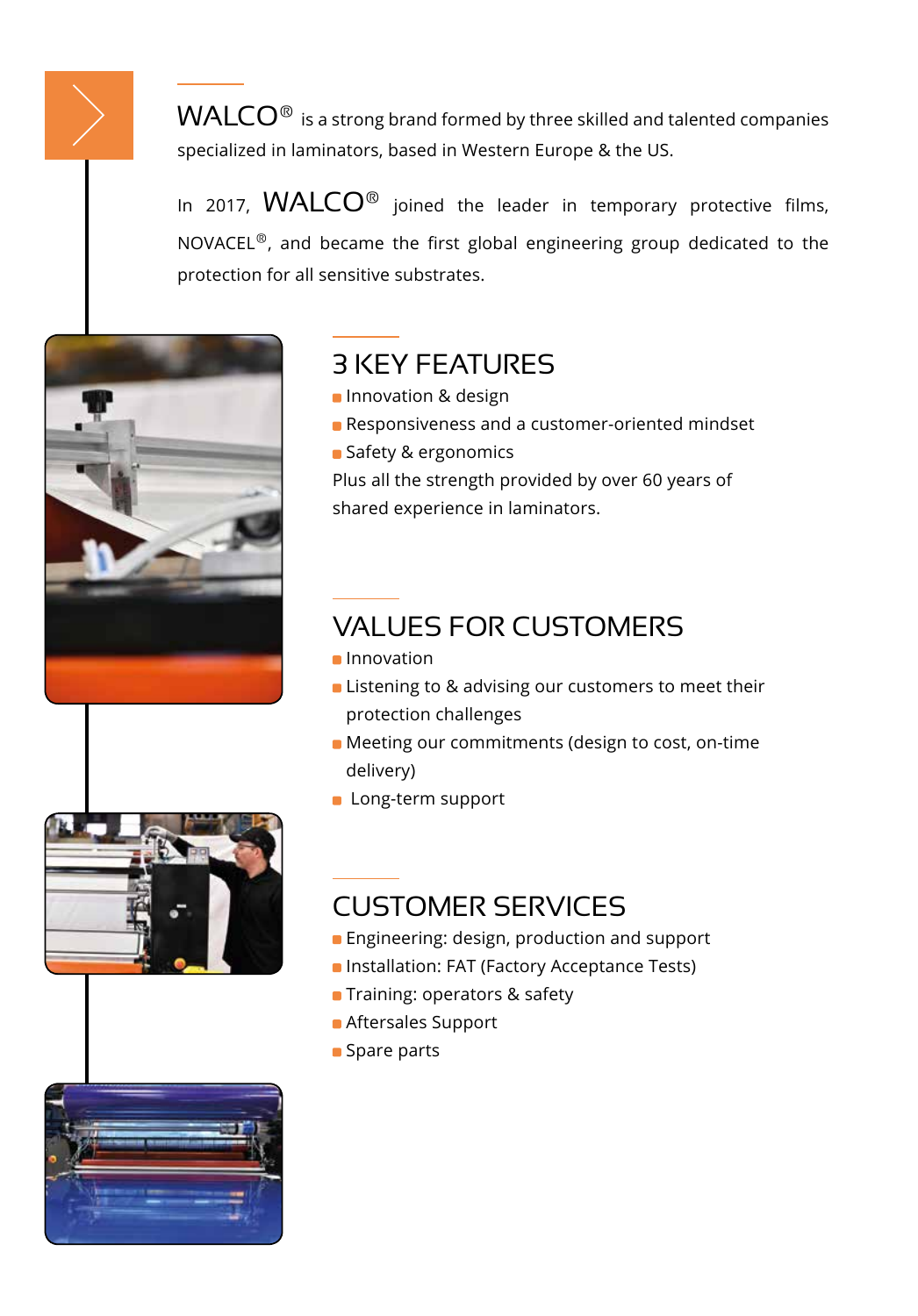WALCO® is a strong brand formed by three skilled and talented companies specialized in laminators, based in Western Europe & the US.

In 2017, WALCO® joined the leader in temporary protective films, NOVACEL®, and became the first global engineering group dedicated to the protection for all sensitive substrates.

## 3 KEY FEATURES

- Innovation & design
- Responsiveness and a customer-oriented mindset
- Safety & ergonomics

Plus all the strength provided by over 60 years of shared experience in laminators.

## VALUES FOR CUSTOMERS

- Innovation
- Listening to & advising our customers to meet their protection challenges
- Meeting our commitments (design to cost, on-time delivery)
- Long-term support

## CUSTOMER SERVICES

- Engineering: design, production and support
- Installation: FAT (Factory Acceptance Tests)
- Training: operators & safety
- Aftersales Support
- Spare parts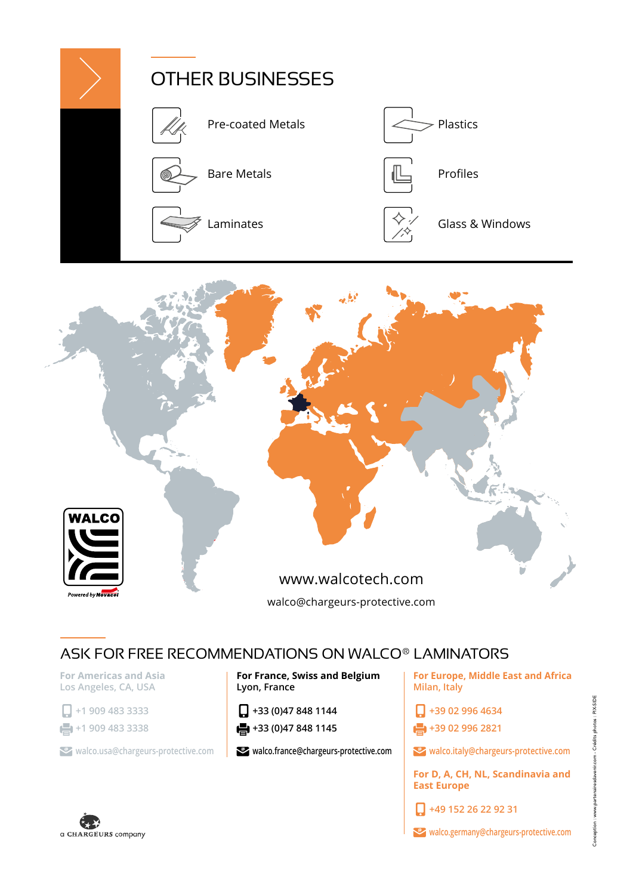## OTHER BUSINESSES

- Pre-coated Metals
- Plastics
- Bare Metals
- Profiles
- Laminates
- Glass & Windows

WALCO

Powered by Novacel

www.walcotech.com

walco@chargeurs-protective.com

## ASK FOR FREE RECOMMENDATIONS ON WALCO® LAMINATORS

**For Americas and Asia**
Los Angeles, CA, USA

+1 909 483 3333
+1 909 483 3338

walco.usa@chargeurs-protective.com

**For France, Swiss and Belgium**
Lyon, France

+33 (0)47 848 1144
+33 (0)47 848 1145

walco.france@chargeurs-protective.com

**For Europe, Middle East and Africa**
Milan, Italy

+39 02 996 4634
+39 02 996 2821

walco.italy@chargeurs-protective.com

**For D, A, CH, NL, Scandinavia and East Europe**

+49 152 26 22 92 31

walco.germany@chargeurs-protective.com

a CHARGEURS company

Conception : www.partenairesdavenir.com - Crédits photos : PIX-SIDE